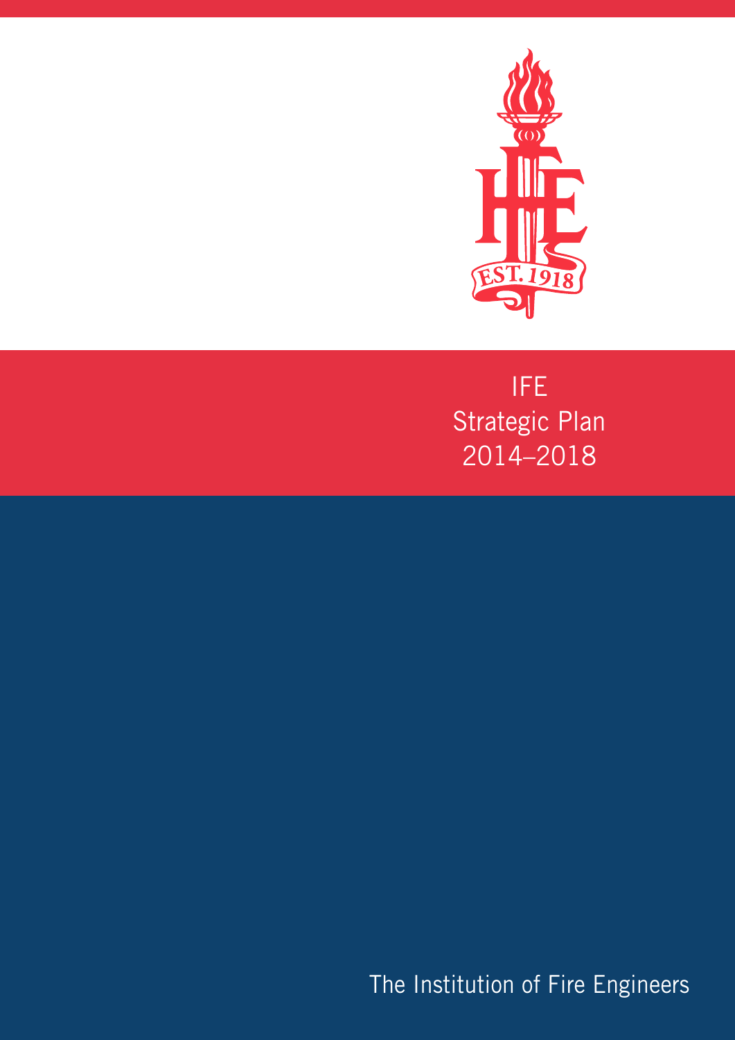# IFE
# Strategic Plan
# 2014–2018

The Institution of Fire Engineers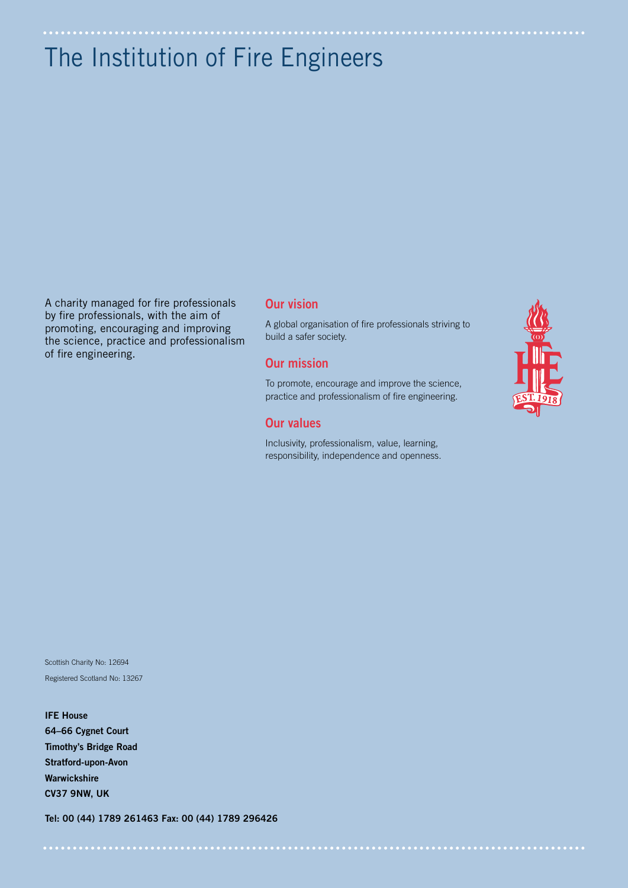# The Institution of Fire Engineers

A charity managed for fire professionals by fire professionals, with the aim of promoting, encouraging and improving the science, practice and professionalism of fire engineering.

## Our vision

A global organisation of fire professionals striving to build a safer society.

## Our mission

To promote, encourage and improve the science, practice and professionalism of fire engineering.

## Our values

Inclusivity, professionalism, value, learning, responsibility, independence and openness.

Scottish Charity No: 12694

Registered Scotland No: 13267

**IFE House**
**64–66 Cygnet Court**
**Timothy's Bridge Road**
**Stratford-upon-Avon**
**Warwickshire**
**CV37 9NW, UK**

**Tel: 00 (44) 1789 261463 Fax: 00 (44) 1789 296426**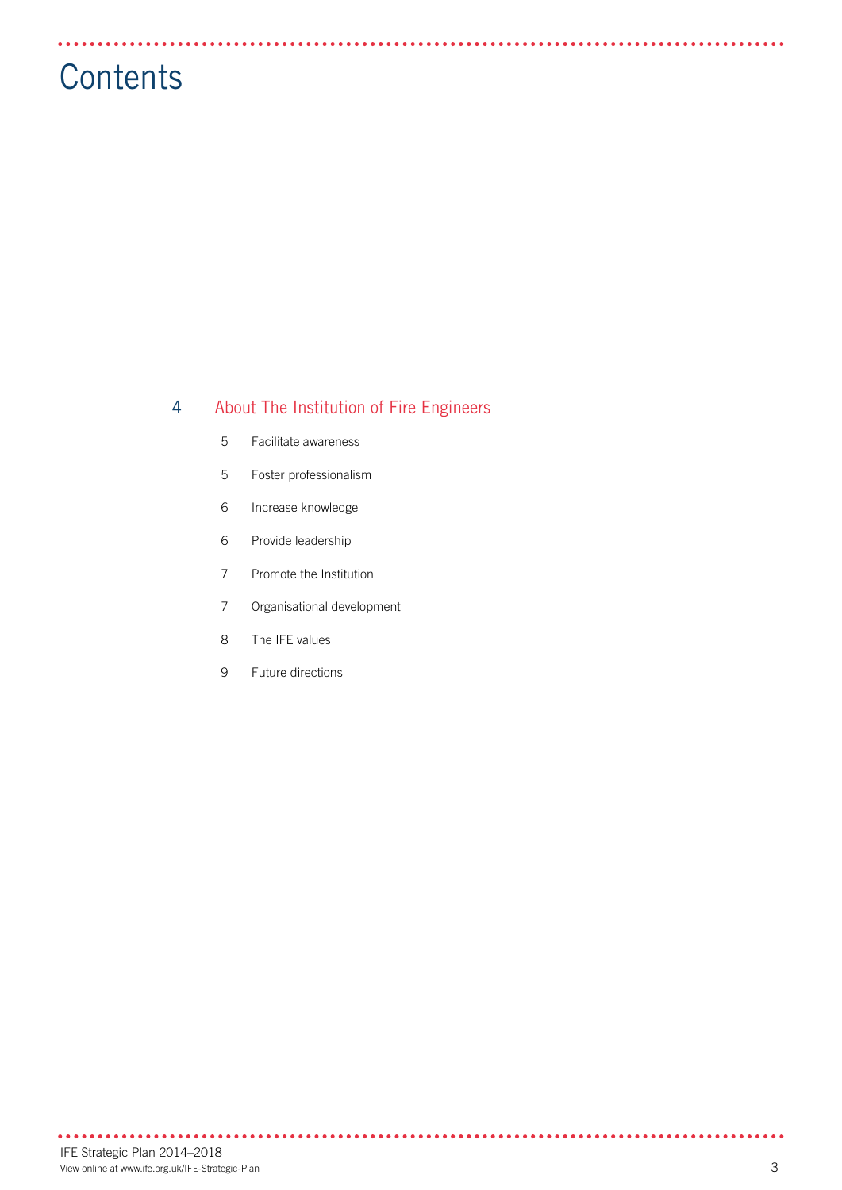# Contents

4 About The Institution of Fire Engineers

- 5 Facilitate awareness
- 5 Foster professionalism
- 6 Increase knowledge
- 6 Provide leadership
- 7 Promote the Institution
- 7 Organisational development
- 8 The IFE values
- 9 Future directions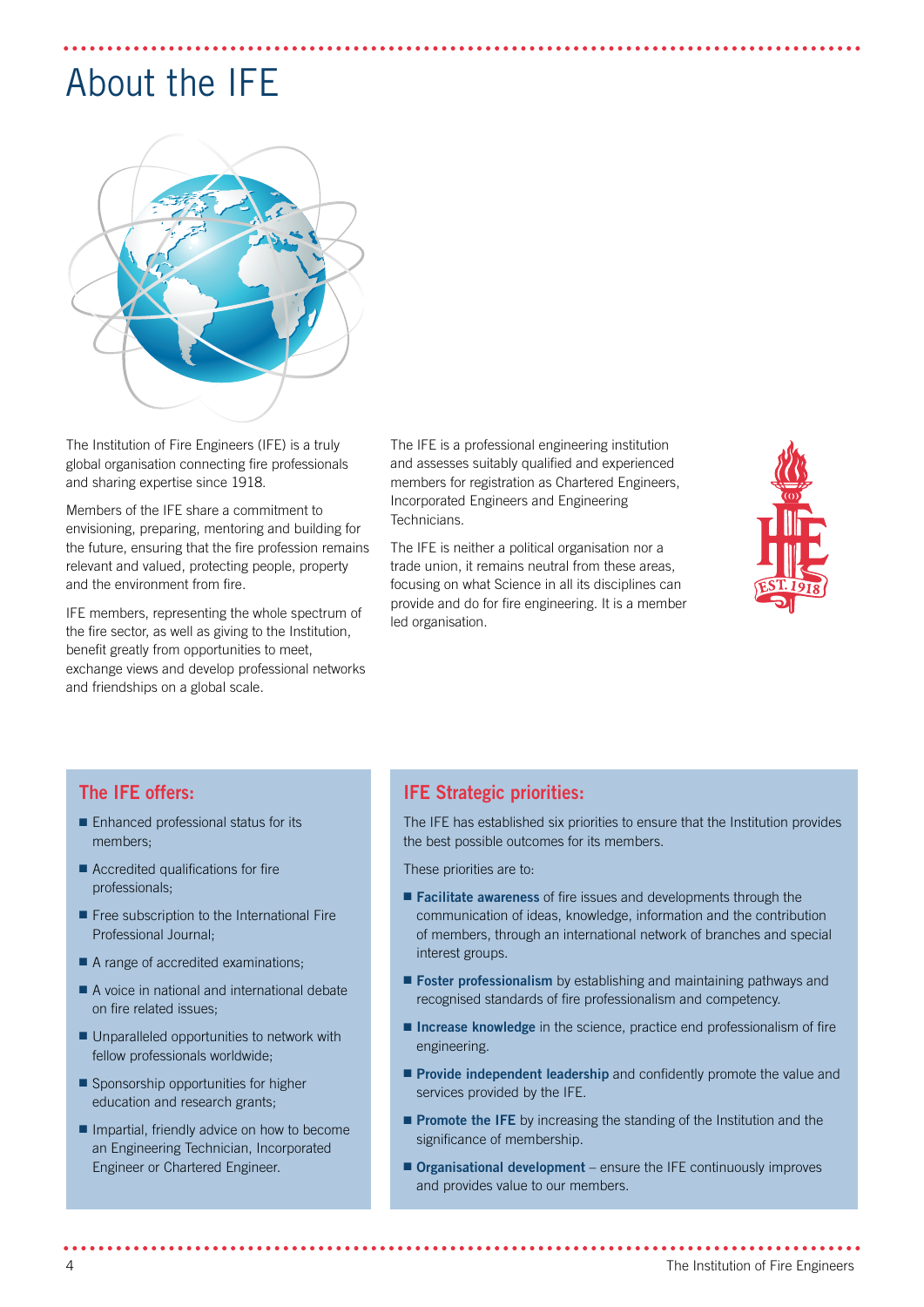# About the IFE

The Institution of Fire Engineers (IFE) is a truly global organisation connecting fire professionals and sharing expertise since 1918.

Members of the IFE share a commitment to envisioning, preparing, mentoring and building for the future, ensuring that the fire profession remains relevant and valued, protecting people, property and the environment from fire.

IFE members, representing the whole spectrum of the fire sector, as well as giving to the Institution, benefit greatly from opportunities to meet, exchange views and develop professional networks and friendships on a global scale.

The IFE is a professional engineering institution and assesses suitably qualified and experienced members for registration as Chartered Engineers, Incorporated Engineers and Engineering Technicians.

The IFE is neither a political organisation nor a trade union, it remains neutral from these areas, focusing on what Science in all its disciplines can provide and do for fire engineering. It is a member led organisation.

## The IFE offers:

- Enhanced professional status for its members;
- Accredited qualifications for fire professionals;
- Free subscription to the International Fire Professional Journal;
- A range of accredited examinations;
- A voice in national and international debate on fire related issues;
- Unparalleled opportunities to network with fellow professionals worldwide;
- Sponsorship opportunities for higher education and research grants;
- Impartial, friendly advice on how to become an Engineering Technician, Incorporated Engineer or Chartered Engineer.

## IFE Strategic priorities:

The IFE has established six priorities to ensure that the Institution provides the best possible outcomes for its members.

These priorities are to:

- **Facilitate awareness** of fire issues and developments through the communication of ideas, knowledge, information and the contribution of members, through an international network of branches and special interest groups.
- **Foster professionalism** by establishing and maintaining pathways and recognised standards of fire professionalism and competency.
- **Increase knowledge** in the science, practice end professionalism of fire engineering.
- **Provide independent leadership** and confidently promote the value and services provided by the IFE.
- **Promote the IFE** by increasing the standing of the Institution and the significance of membership.
- **Organisational development** – ensure the IFE continuously improves and provides value to our members.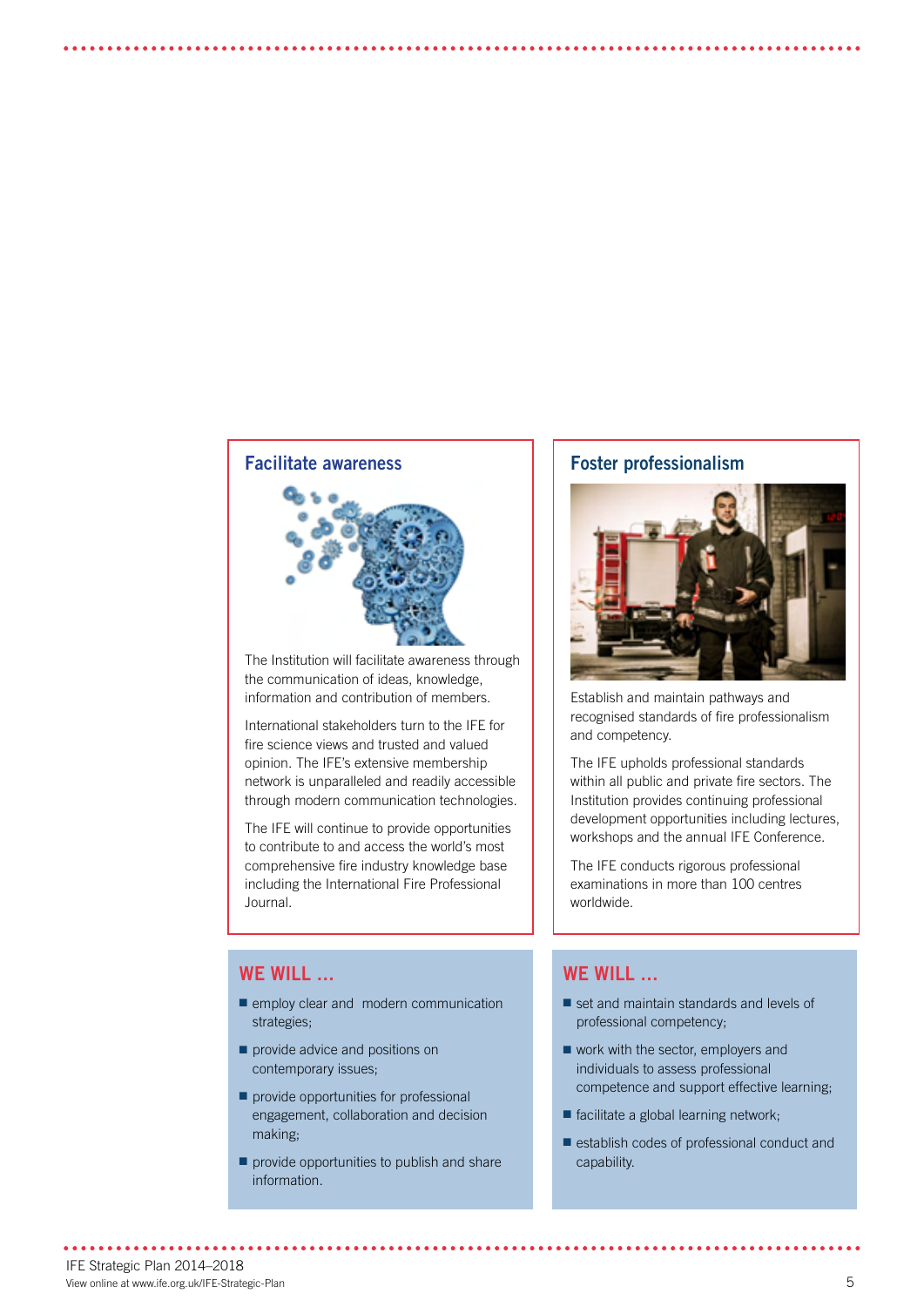## Facilitate awareness

The Institution will facilitate awareness through the communication of ideas, knowledge, information and contribution of members.

International stakeholders turn to the IFE for fire science views and trusted and valued opinion. The IFE's extensive membership network is unparalleled and readily accessible through modern communication technologies.

The IFE will continue to provide opportunities to contribute to and access the world's most comprehensive fire industry knowledge base including the International Fire Professional Journal.

### WE WILL ...

- employ clear and modern communication strategies;
- provide advice and positions on contemporary issues;
- provide opportunities for professional engagement, collaboration and decision making;
- provide opportunities to publish and share information.

## Foster professionalism

Establish and maintain pathways and recognised standards of fire professionalism and competency.

The IFE upholds professional standards within all public and private fire sectors. The Institution provides continuing professional development opportunities including lectures, workshops and the annual IFE Conference.

The IFE conducts rigorous professional examinations in more than 100 centres worldwide.

### WE WILL ...

- set and maintain standards and levels of professional competency;
- work with the sector, employers and individuals to assess professional competence and support effective learning;
- facilitate a global learning network;
- establish codes of professional conduct and capability.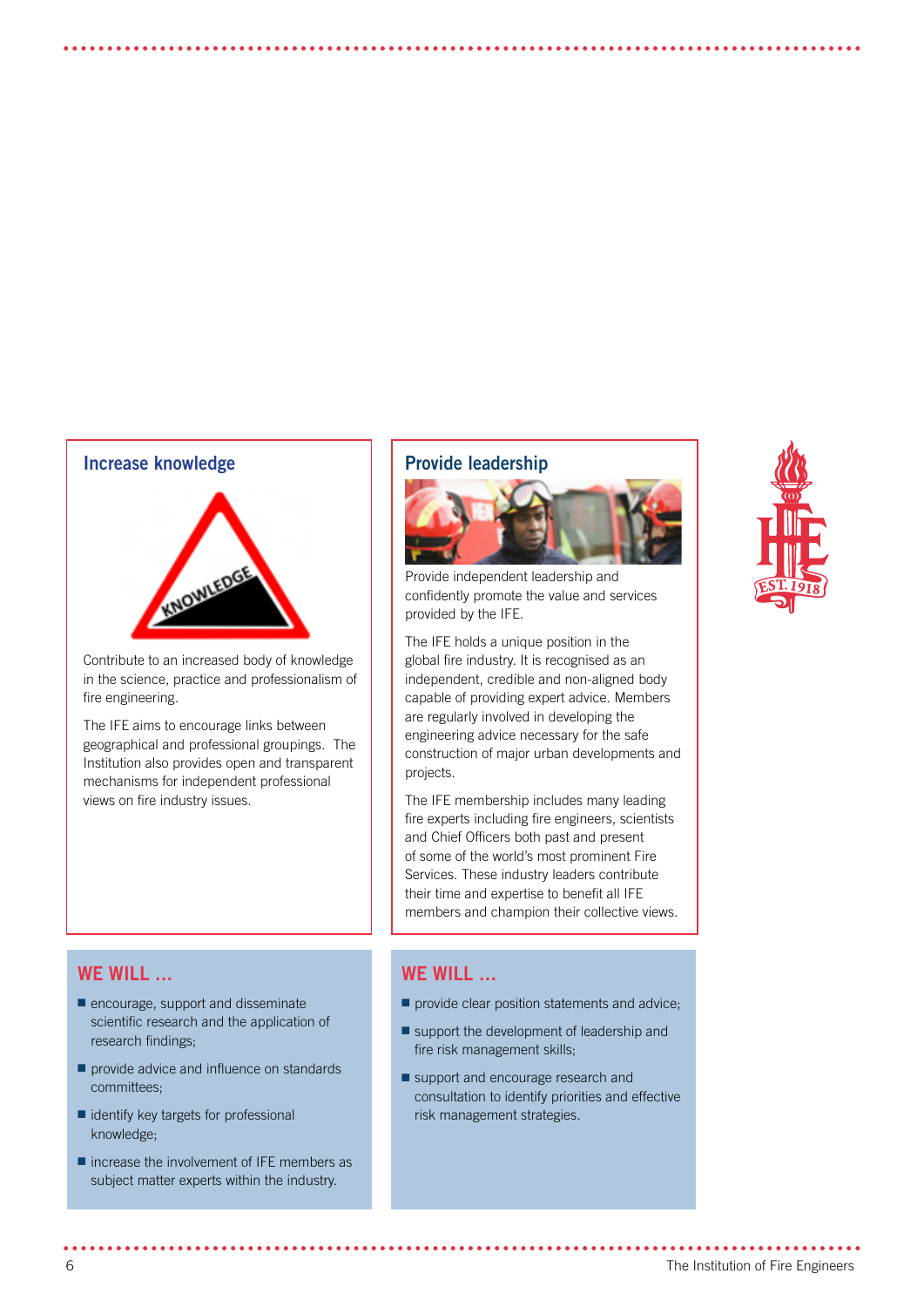## Increase knowledge

Contribute to an increased body of knowledge in the science, practice and professionalism of fire engineering.

The IFE aims to encourage links between geographical and professional groupings. The Institution also provides open and transparent mechanisms for independent professional views on fire industry issues.

### WE WILL ...

- encourage, support and disseminate scientific research and the application of research findings;
- provide advice and influence on standards committees;
- identify key targets for professional knowledge;
- increase the involvement of IFE members as subject matter experts within the industry.

## Provide leadership

Provide independent leadership and confidently promote the value and services provided by the IFE.

The IFE holds a unique position in the global fire industry. It is recognised as an independent, credible and non-aligned body capable of providing expert advice. Members are regularly involved in developing the engineering advice necessary for the safe construction of major urban developments and projects.

The IFE membership includes many leading fire experts including fire engineers, scientists and Chief Officers both past and present of some of the world's most prominent Fire Services. These industry leaders contribute their time and expertise to benefit all IFE members and champion their collective views.

### WE WILL ...

- provide clear position statements and advice;
- support the development of leadership and fire risk management skills;
- support and encourage research and consultation to identify priorities and effective risk management strategies.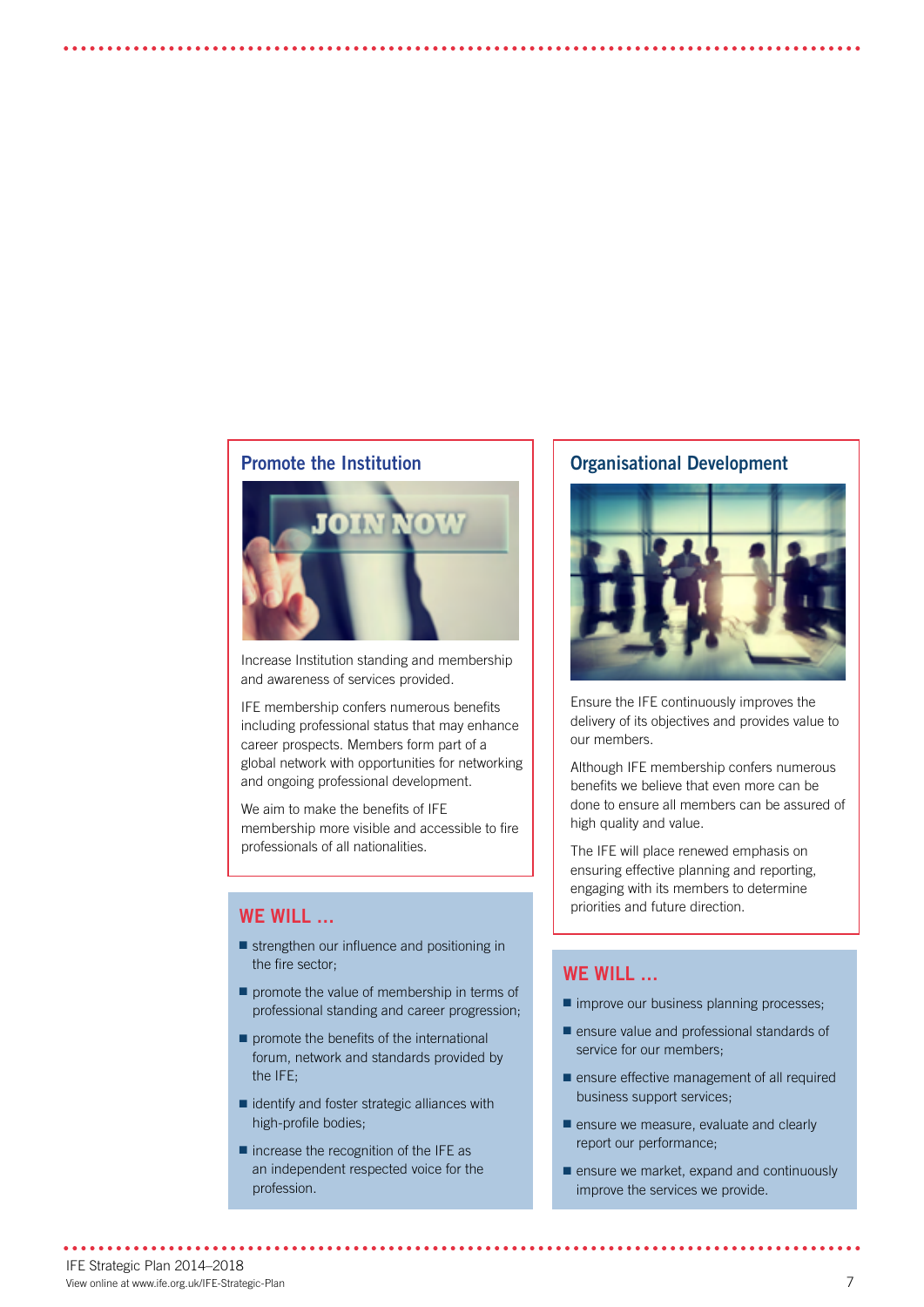## Promote the Institution

Increase Institution standing and membership and awareness of services provided.

IFE membership confers numerous benefits including professional status that may enhance career prospects. Members form part of a global network with opportunities for networking and ongoing professional development.

We aim to make the benefits of IFE membership more visible and accessible to fire professionals of all nationalities.

### WE WILL ...

- strengthen our influence and positioning in the fire sector;
- promote the value of membership in terms of professional standing and career progression;
- promote the benefits of the international forum, network and standards provided by the IFE;
- identify and foster strategic alliances with high-profile bodies;
- increase the recognition of the IFE as an independent respected voice for the profession.

## Organisational Development

Ensure the IFE continuously improves the delivery of its objectives and provides value to our members.

Although IFE membership confers numerous benefits we believe that even more can be done to ensure all members can be assured of high quality and value.

The IFE will place renewed emphasis on ensuring effective planning and reporting, engaging with its members to determine priorities and future direction.

### WE WILL ...

- improve our business planning processes;
- ensure value and professional standards of service for our members;
- ensure effective management of all required business support services;
- ensure we measure, evaluate and clearly report our performance;
- ensure we market, expand and continuously improve the services we provide.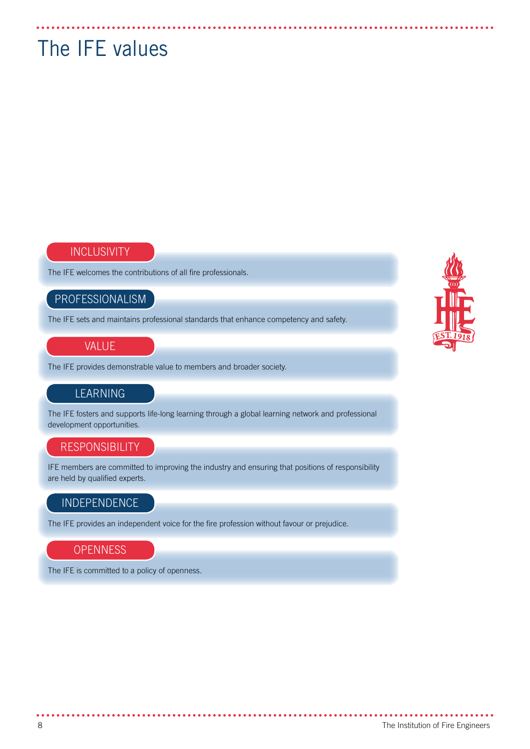# The IFE values

## INCLUSIVITY

The IFE welcomes the contributions of all fire professionals.

## PROFESSIONALISM

The IFE sets and maintains professional standards that enhance competency and safety.

## VALUE

The IFE provides demonstrable value to members and broader society.

## LEARNING

The IFE fosters and supports life-long learning through a global learning network and professional development opportunities.

## RESPONSIBILITY

IFE members are committed to improving the industry and ensuring that positions of responsibility are held by qualified experts.

## INDEPENDENCE

The IFE provides an independent voice for the fire profession without favour or prejudice.

## OPENNESS

The IFE is committed to a policy of openness.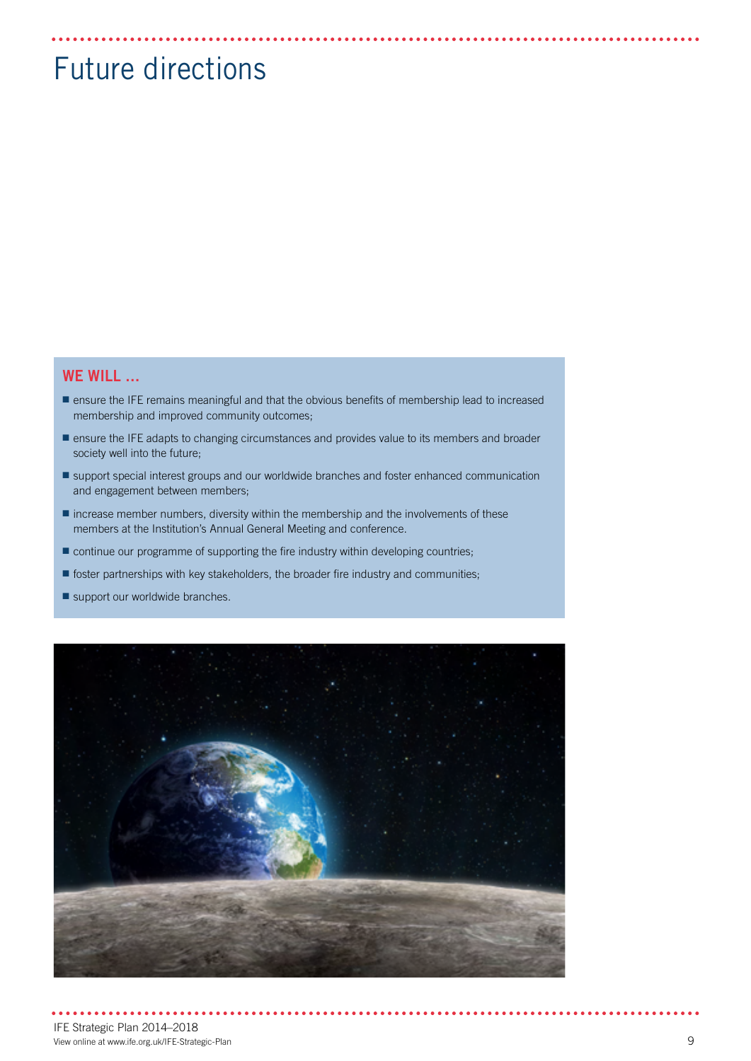# Future directions

**WE WILL ...**

- ensure the IFE remains meaningful and that the obvious benefits of membership lead to increased membership and improved community outcomes;
- ensure the IFE adapts to changing circumstances and provides value to its members and broader society well into the future;
- support special interest groups and our worldwide branches and foster enhanced communication and engagement between members;
- increase member numbers, diversity within the membership and the involvements of these members at the Institution's Annual General Meeting and conference.
- continue our programme of supporting the fire industry within developing countries;
- foster partnerships with key stakeholders, the broader fire industry and communities;
- support our worldwide branches.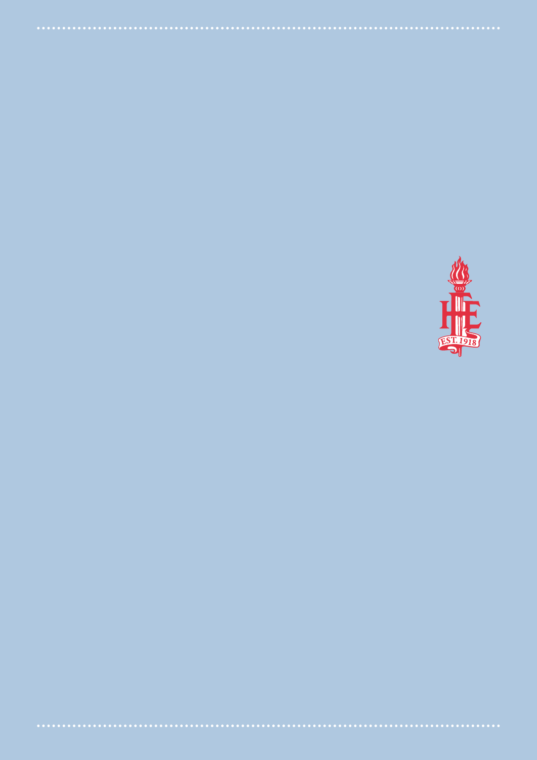EST. 1918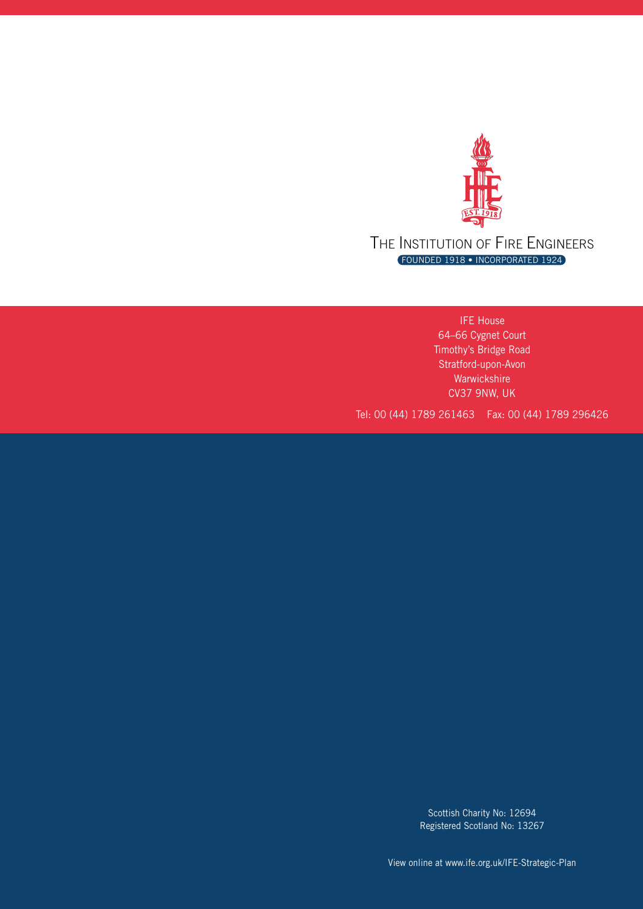The Institution of Fire Engineers

FOUNDED 1918 • INCORPORATED 1924

IFE House
64–66 Cygnet Court
Timothy's Bridge Road
Stratford-upon-Avon
Warwickshire
CV37 9NW, UK

Tel: 00 (44) 1789 261463 Fax: 00 (44) 1789 296426

Scottish Charity No: 12694
Registered Scotland No: 13267

View online at www.ife.org.uk/IFE-Strategic-Plan